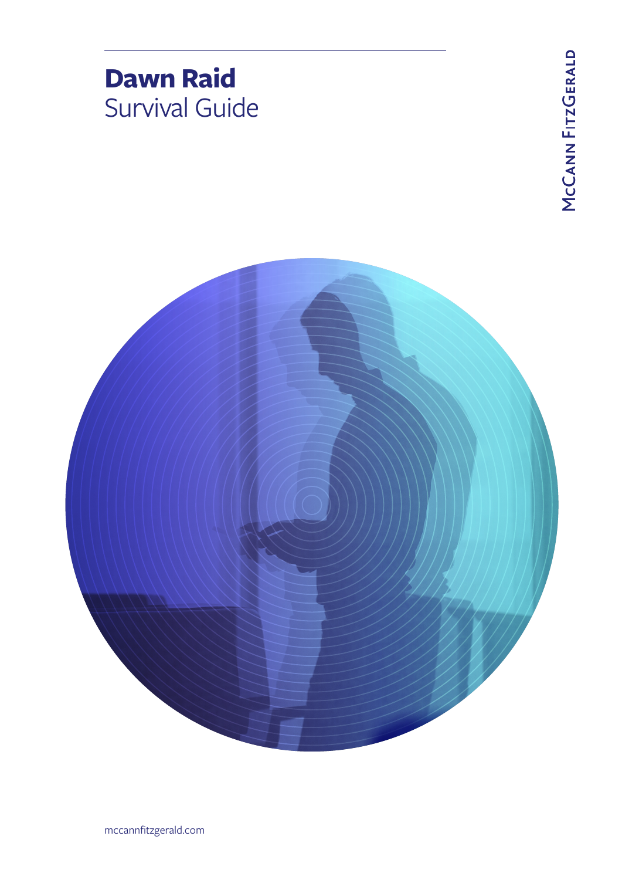# **Dawn Raid** Survival Guide

McCann FitzGerald

mccannfitzgerald.com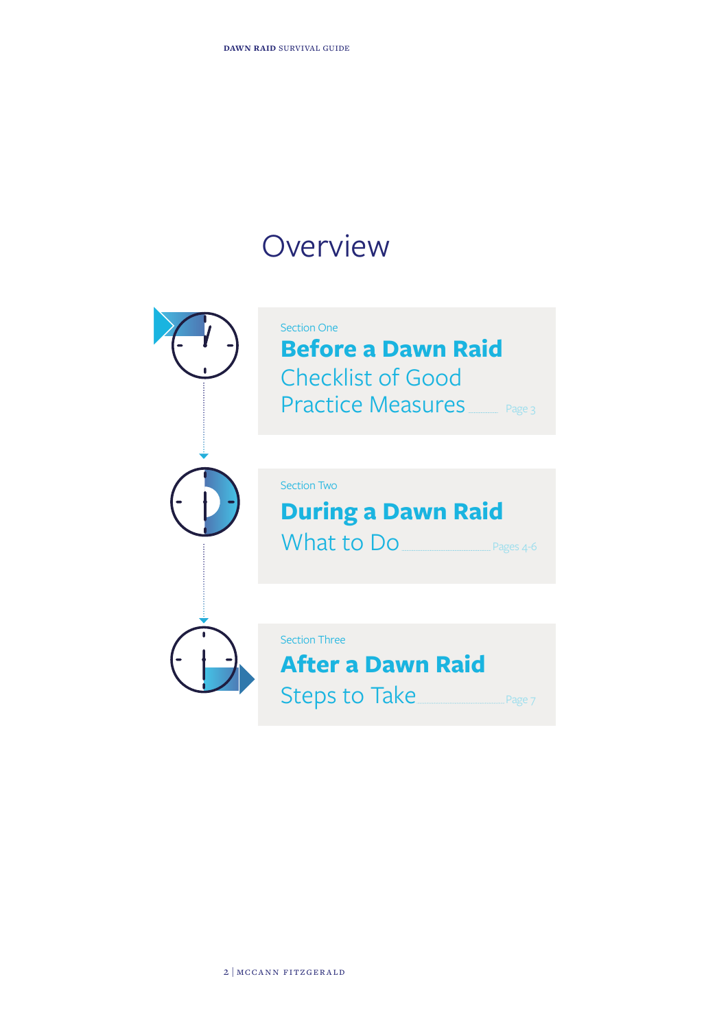# Overview

Section One

**Before a Dawn Raid**
Checklist of Good Practice Measures ........ Page 3

Section Two

**During a Dawn Raid**
What to Do ........ Pages 4-6

Section Three

**After a Dawn Raid**
Steps to Take ........ Page 7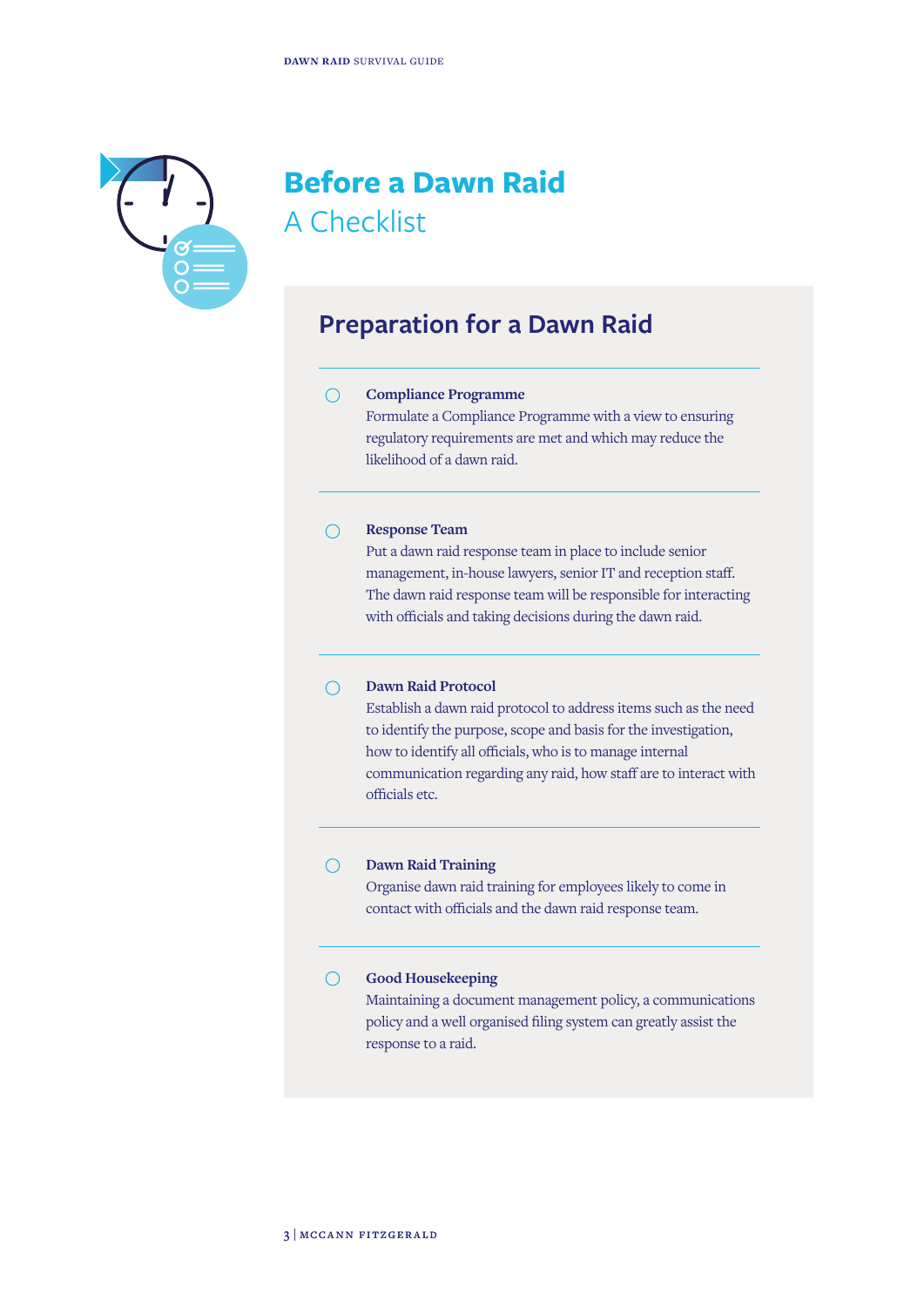# Before a Dawn Raid

## A Checklist

### Preparation for a Dawn Raid

- **Compliance Programme**
  Formulate a Compliance Programme with a view to ensuring regulatory requirements are met and which may reduce the likelihood of a dawn raid.

- **Response Team**
  Put a dawn raid response team in place to include senior management, in-house lawyers, senior IT and reception staff. The dawn raid response team will be responsible for interacting with officials and taking decisions during the dawn raid.

- **Dawn Raid Protocol**
  Establish a dawn raid protocol to address items such as the need to identify the purpose, scope and basis for the investigation, how to identify all officials, who is to manage internal communication regarding any raid, how staff are to interact with officials etc.

- **Dawn Raid Training**
  Organise dawn raid training for employees likely to come in contact with officials and the dawn raid response team.

- **Good Housekeeping**
  Maintaining a document management policy, a communications policy and a well organised filing system can greatly assist the response to a raid.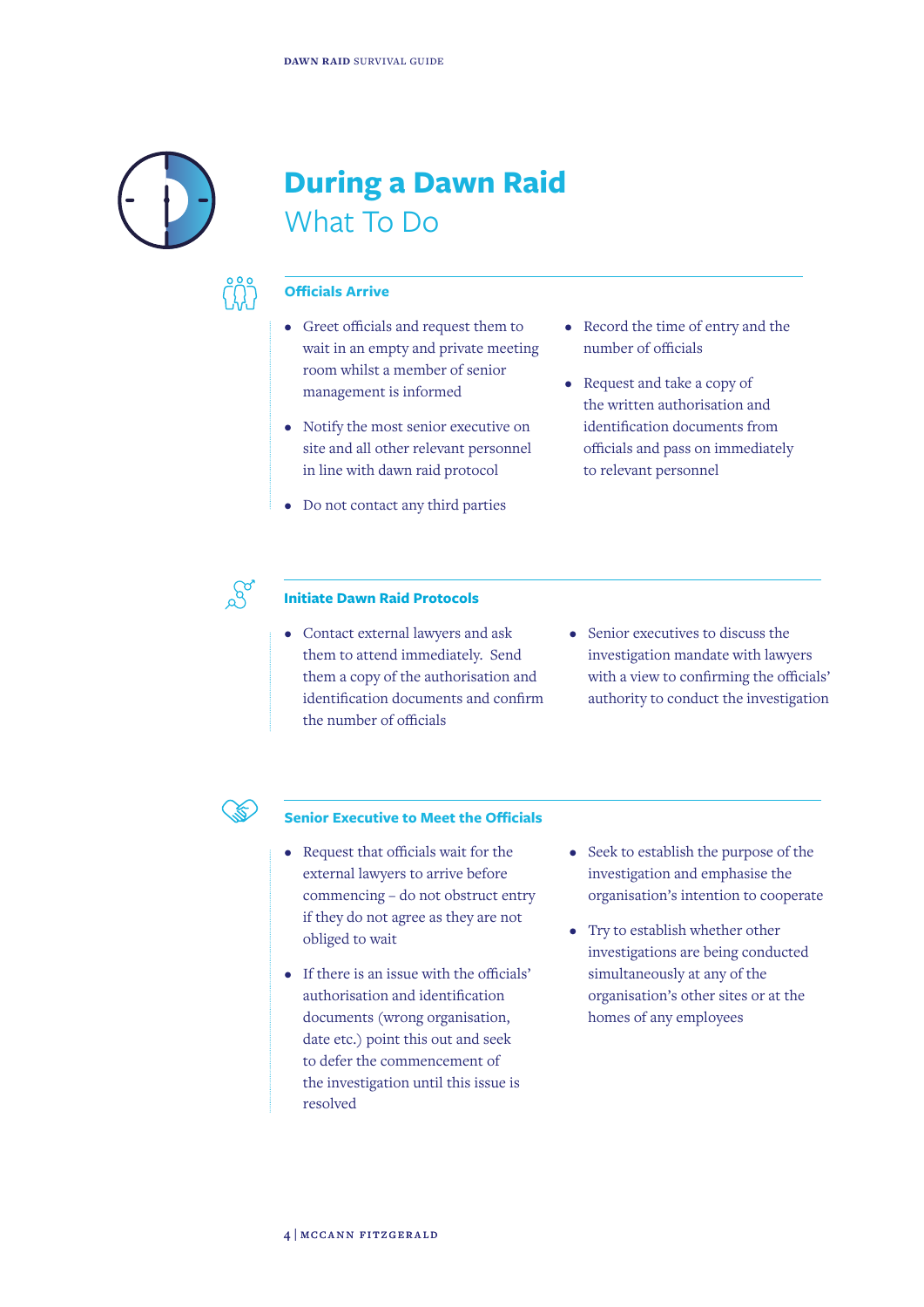# During a Dawn Raid

## What To Do

### Officials Arrive

- Greet officials and request them to wait in an empty and private meeting room whilst a member of senior management is informed
- Notify the most senior executive on site and all other relevant personnel in line with dawn raid protocol
- Do not contact any third parties
- Record the time of entry and the number of officials
- Request and take a copy of the written authorisation and identification documents from officials and pass on immediately to relevant personnel

### Initiate Dawn Raid Protocols

- Contact external lawyers and ask them to attend immediately. Send them a copy of the authorisation and identification documents and confirm the number of officials
- Senior executives to discuss the investigation mandate with lawyers with a view to confirming the officials' authority to conduct the investigation

### Senior Executive to Meet the Officials

- Request that officials wait for the external lawyers to arrive before commencing – do not obstruct entry if they do not agree as they are not obliged to wait
- If there is an issue with the officials' authorisation and identification documents (wrong organisation, date etc.) point this out and seek to defer the commencement of the investigation until this issue is resolved
- Seek to establish the purpose of the investigation and emphasise the organisation's intention to cooperate
- Try to establish whether other investigations are being conducted simultaneously at any of the organisation's other sites or at the homes of any employees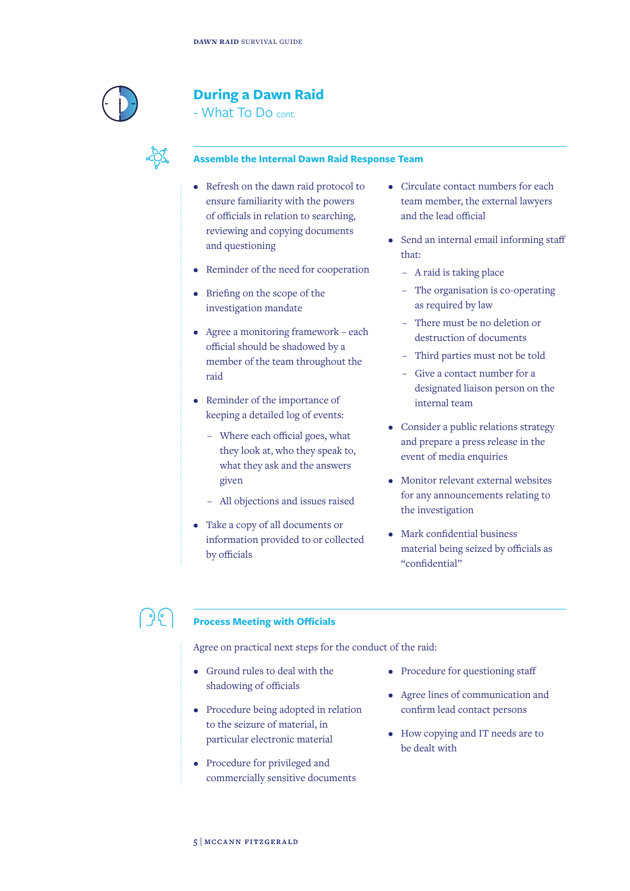## During a Dawn Raid

- What To Do cont.

### Assemble the Internal Dawn Raid Response Team

- Refresh on the dawn raid protocol to ensure familiarity with the powers of officials in relation to searching, reviewing and copying documents and questioning
- Reminder of the need for cooperation
- Briefing on the scope of the investigation mandate
- Agree a monitoring framework – each official should be shadowed by a member of the team throughout the raid
- Reminder of the importance of keeping a detailed log of events:
  - Where each official goes, what they look at, who they speak to, what they ask and the answers given
  - All objections and issues raised
- Take a copy of all documents or information provided to or collected by officials
- Circulate contact numbers for each team member, the external lawyers and the lead official
- Send an internal email informing staff that:
  - A raid is taking place
  - The organisation is co-operating as required by law
  - There must be no deletion or destruction of documents
  - Third parties must not be told
  - Give a contact number for a designated liaison person on the internal team
- Consider a public relations strategy and prepare a press release in the event of media enquiries
- Monitor relevant external websites for any announcements relating to the investigation
- Mark confidential business material being seized by officials as "confidential"

### Process Meeting with Officials

Agree on practical next steps for the conduct of the raid:

- Ground rules to deal with the shadowing of officials
- Procedure being adopted in relation to the seizure of material, in particular electronic material
- Procedure for privileged and commercially sensitive documents
- Procedure for questioning staff
- Agree lines of communication and confirm lead contact persons
- How copying and IT needs are to be dealt with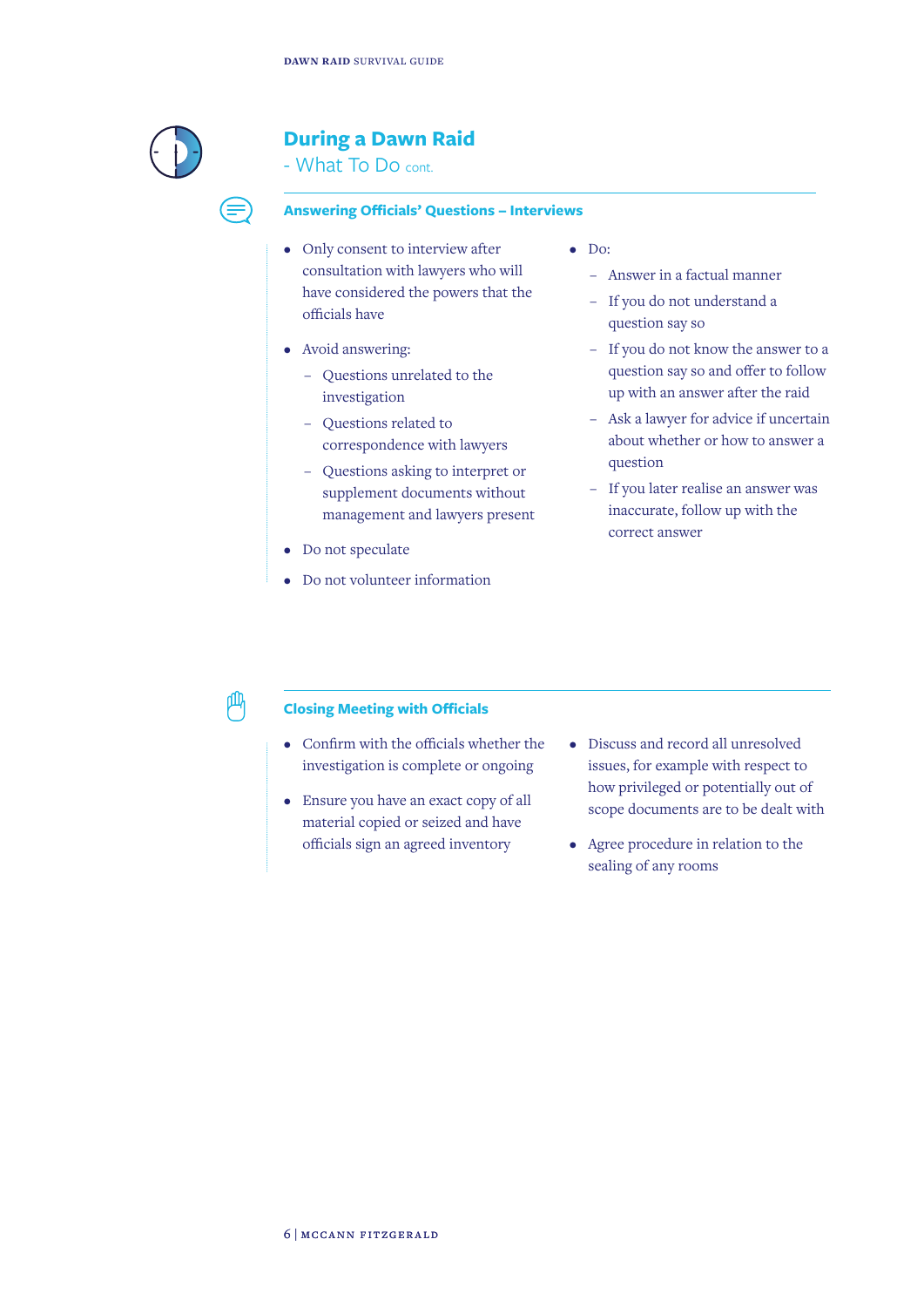## During a Dawn Raid

### - What To Do cont.

#### Answering Officials' Questions – Interviews

- Only consent to interview after consultation with lawyers who will have considered the powers that the officials have
- Avoid answering:
  - Questions unrelated to the investigation
  - Questions related to correspondence with lawyers
  - Questions asking to interpret or supplement documents without management and lawyers present
- Do not speculate
- Do not volunteer information
- Do:
  - Answer in a factual manner
  - If you do not understand a question say so
  - If you do not know the answer to a question say so and offer to follow up with an answer after the raid
  - Ask a lawyer for advice if uncertain about whether or how to answer a question
  - If you later realise an answer was inaccurate, follow up with the correct answer

#### Closing Meeting with Officials

- Confirm with the officials whether the investigation is complete or ongoing
- Ensure you have an exact copy of all material copied or seized and have officials sign an agreed inventory
- Discuss and record all unresolved issues, for example with respect to how privileged or potentially out of scope documents are to be dealt with
- Agree procedure in relation to the sealing of any rooms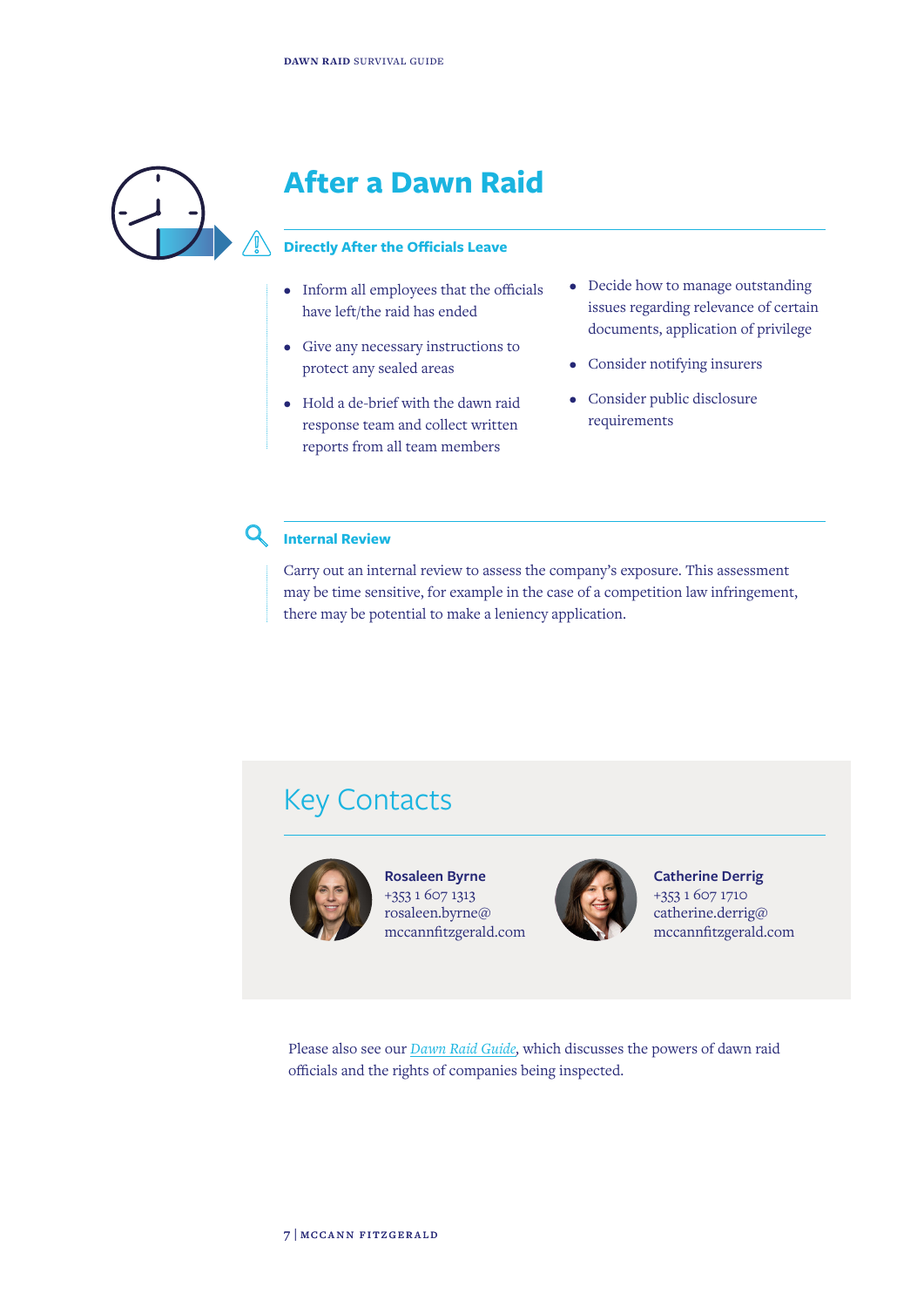# After a Dawn Raid

## Directly After the Officials Leave

- Inform all employees that the officials have left/the raid has ended
- Give any necessary instructions to protect any sealed areas
- Hold a de-brief with the dawn raid response team and collect written reports from all team members
- Decide how to manage outstanding issues regarding relevance of certain documents, application of privilege
- Consider notifying insurers
- Consider public disclosure requirements

## Internal Review

Carry out an internal review to assess the company's exposure. This assessment may be time sensitive, for example in the case of a competition law infringement, there may be potential to make a leniency application.

# Key Contacts

**Rosaleen Byrne**
+353 1 607 1313
rosaleen.byrne@mccannfitzgerald.com

**Catherine Derrig**
+353 1 607 1710
catherine.derrig@mccannfitzgerald.com

Please also see our *Dawn Raid Guide*, which discusses the powers of dawn raid officials and the rights of companies being inspected.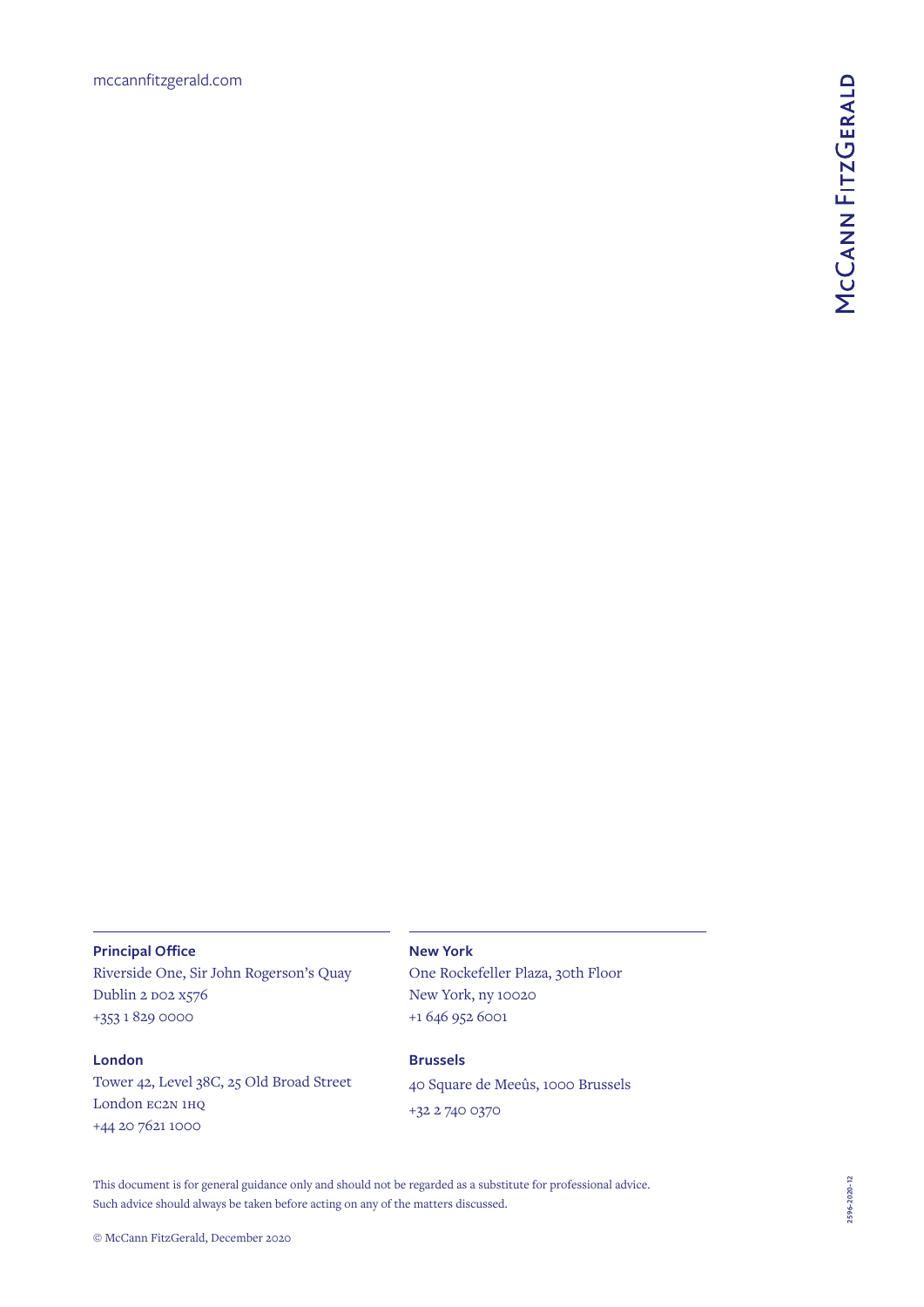mccannfitzgerald.com

McCann FitzGerald

**Principal Office**
Riverside One, Sir John Rogerson's Quay
Dublin 2 D02 X576
+353 1 829 0000

**London**
Tower 42, Level 38C, 25 Old Broad Street
London EC2N 1HQ
+44 20 7621 1000

**New York**
One Rockefeller Plaza, 30th Floor
New York, NY 10020
+1 646 952 6001

**Brussels**
40 Square de Meeûs, 1000 Brussels
+32 2 740 0370

This document is for general guidance only and should not be regarded as a substitute for professional advice. Such advice should always be taken before acting on any of the matters discussed.

© McCann FitzGerald, December 2020

2596-2020-12